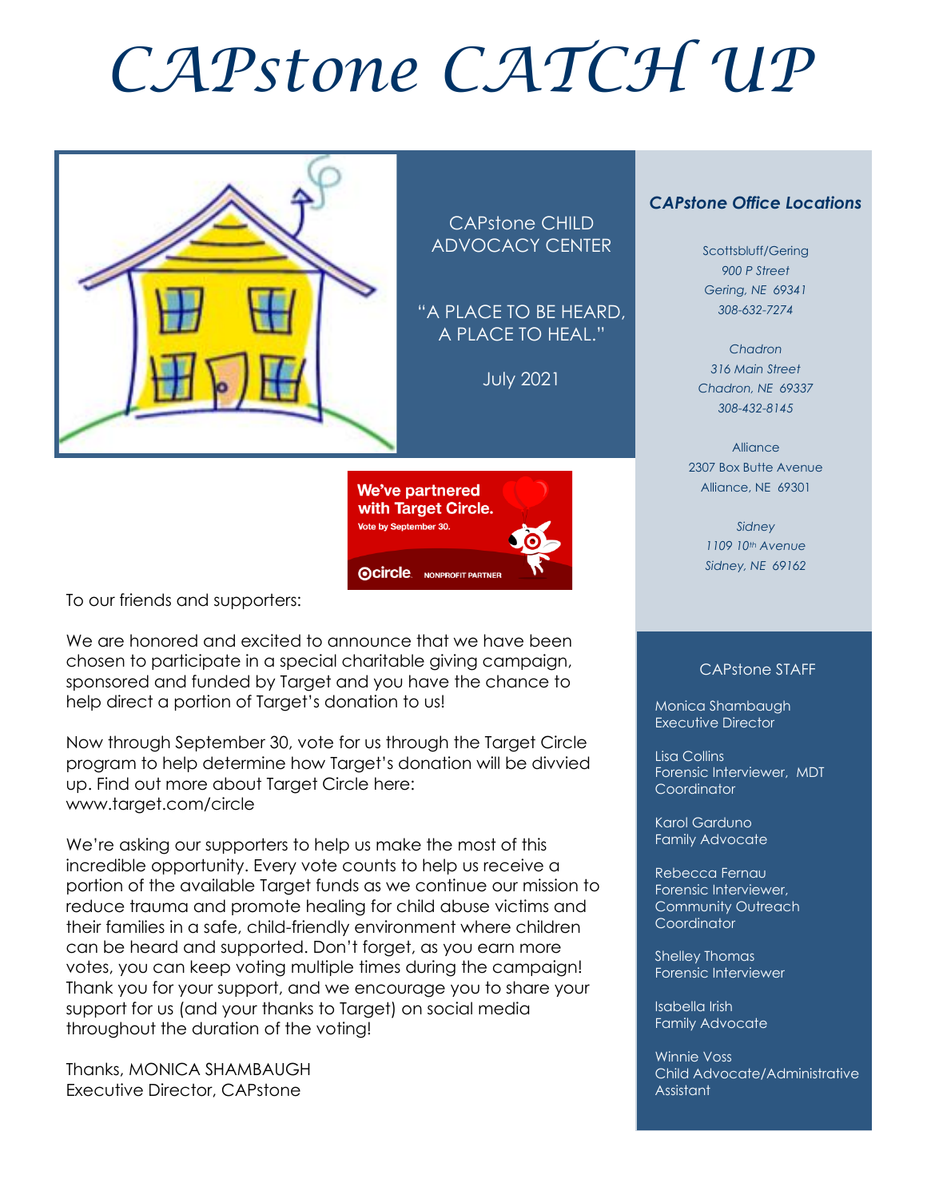# CAPstone CATCH UP

CAPstone CHILD ADVOCACY CENTER

"A PLACE TO BE HEARD, A PLACE TO HEAL."

July 2021

We've partnered with Target Circle. Vote by September 30.

circle NONPROFIT PARTNER

To our friends and supporters:

We are honored and excited to announce that we have been chosen to participate in a special charitable giving campaign, sponsored and funded by Target and you have the chance to help direct a portion of Target's donation to us!

Now through September 30, vote for us through the Target Circle program to help determine how Target's donation will be divvied up. Find out more about Target Circle here: www.target.com/circle

We're asking our supporters to help us make the most of this incredible opportunity. Every vote counts to help us receive a portion of the available Target funds as we continue our mission to reduce trauma and promote healing for child abuse victims and their families in a safe, child-friendly environment where children can be heard and supported. Don't forget, as you earn more votes, you can keep voting multiple times during the campaign! Thank you for your support, and we encourage you to share your support for us (and your thanks to Target) on social media throughout the duration of the voting!

Thanks, MONICA SHAMBAUGH
Executive Director, CAPstone

### *CAPstone Office Locations*

Scottsbluff/Gering
*900 P Street*
*Gering, NE 69341*
*308-632-7274*

*Chadron*
*316 Main Street*
*Chadron, NE 69337*
*308-432-8145*

Alliance
2307 Box Butte Avenue
Alliance, NE 69301

*Sidney*
*1109 10th Avenue*
*Sidney, NE 69162*

### CAPstone STAFF

Monica Shambaugh
Executive Director

Lisa Collins
Forensic Interviewer, MDT Coordinator

Karol Garduno
Family Advocate

Rebecca Fernau
Forensic Interviewer, Community Outreach Coordinator

Shelley Thomas
Forensic Interviewer

Isabella Irish
Family Advocate

Winnie Voss
Child Advocate/Administrative Assistant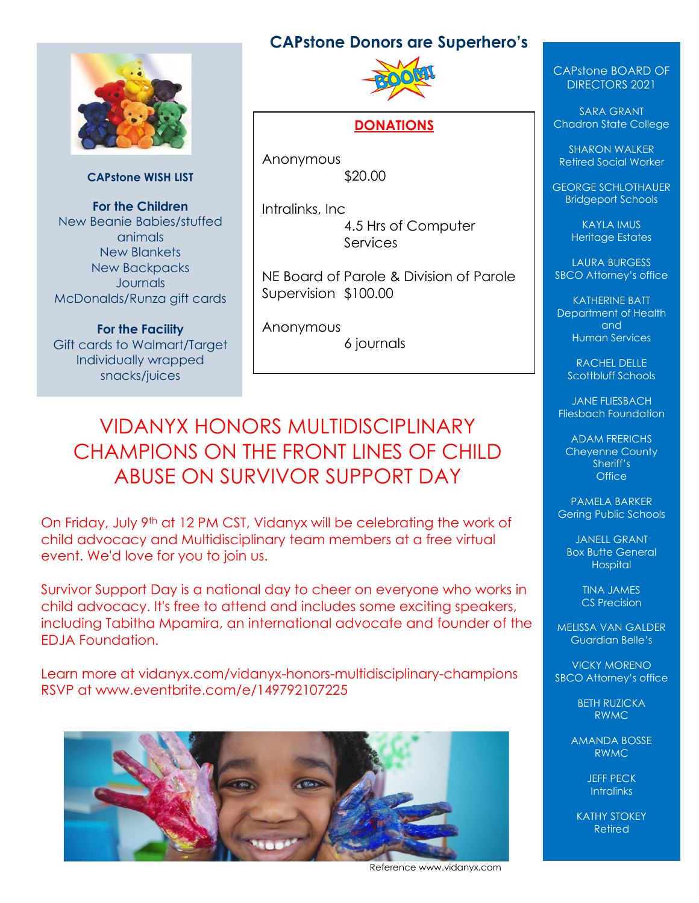**CAPstone WISH LIST**

**For the Children**
New Beanie Babies/stuffed animals
New Blankets
New Backpacks
Journals
McDonalds/Runza gift cards

**For the Facility**
Gift cards to Walmart/Target
Individually wrapped snacks/juices

## CAPstone Donors are Superhero's

**DONATIONS**

Anonymous
$20.00

Intralinks, Inc
4.5 Hrs of Computer Services

NE Board of Parole & Division of Parole Supervision $100.00

Anonymous
6 journals

# VIDANYX HONORS MULTIDISCIPLINARY CHAMPIONS ON THE FRONT LINES OF CHILD ABUSE ON SURVIVOR SUPPORT DAY

On Friday, July 9th at 12 PM CST, Vidanyx will be celebrating the work of child advocacy and Multidisciplinary team members at a free virtual event. We'd love for you to join us.

Survivor Support Day is a national day to cheer on everyone who works in child advocacy. It's free to attend and includes some exciting speakers, including Tabitha Mpamira, an international advocate and founder of the EDJA Foundation.

Learn more at vidanyx.com/vidanyx-honors-multidisciplinary-champions
RSVP at www.eventbrite.com/e/149792107225

Reference www.vidanyx.com

CAPstone BOARD OF DIRECTORS 2021

SARA GRANT
Chadron State College

SHARON WALKER
Retired Social Worker

GEORGE SCHLOTHAUER
Bridgeport Schools

KAYLA IMUS
Heritage Estates

LAURA BURGESS
SBCO Attorney's office

KATHERINE BATT
Department of Health and Human Services

RACHEL DELLE
Scottbluff Schools

JANE FLIESBACH
Fliesbach Foundation

ADAM FRERICHS
Cheyenne County Sheriff's Office

PAMELA BARKER
Gering Public Schools

JANELL GRANT
Box Butte General Hospital

TINA JAMES
CS Precision

MELISSA VAN GALDER
Guardian Belle's

VICKY MORENO
SBCO Attorney's office

BETH RUZICKA
RWMC

AMANDA BOSSE
RWMC

JEFF PECK
Intralinks

KATHY STOKEY
Retired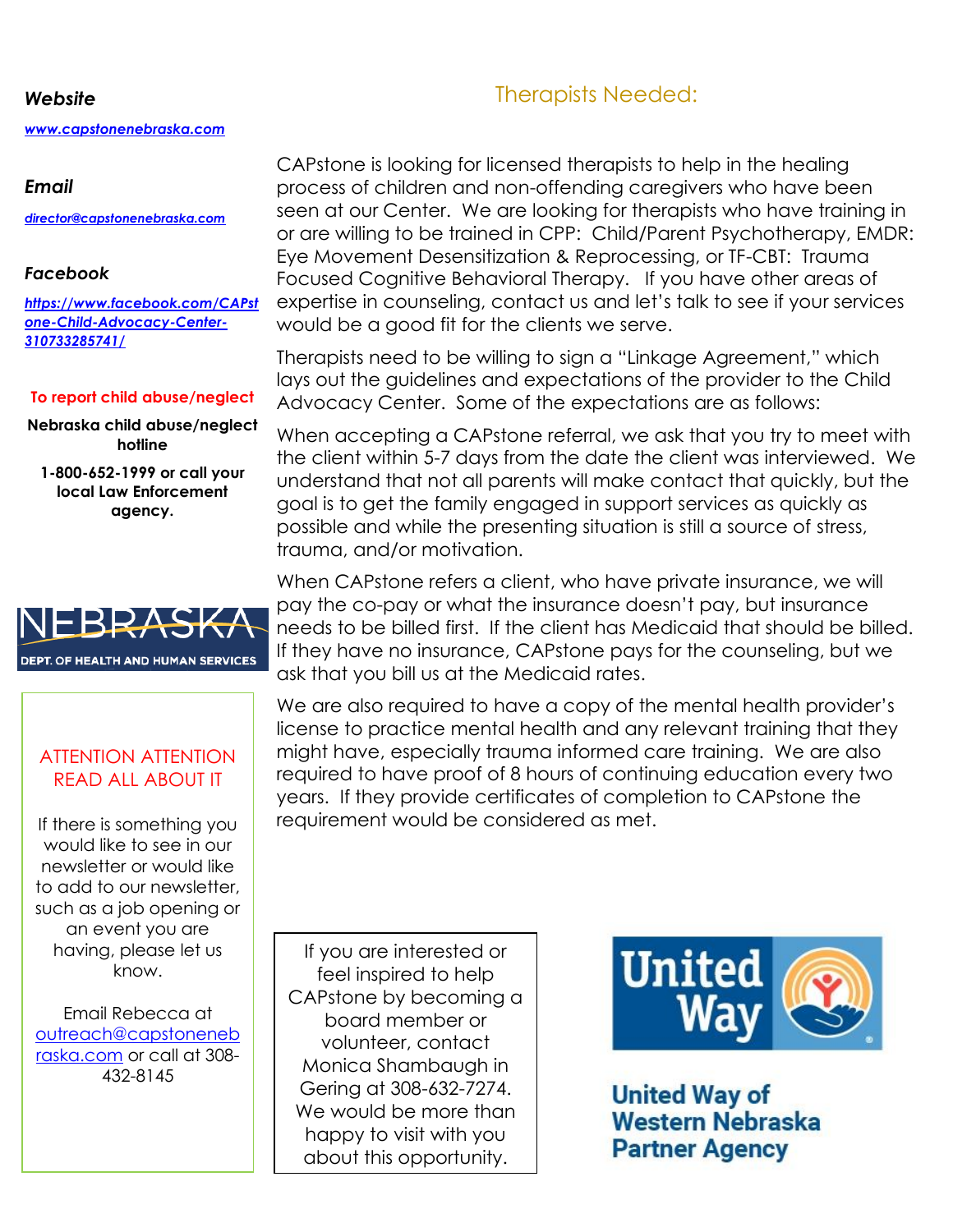***Website***

***www.capstonenebraska.com***

***Email***

***director@capstonenebraska.com***

***Facebook***

***https://www.facebook.com/CAPstone-Child-Advocacy-Center-310733285741/***

**To report child abuse/neglect**

**Nebraska child abuse/neglect hotline**

**1-800-652-1999 or call your local Law Enforcement agency.**

NEBRASKA
DEPT. OF HEALTH AND HUMAN SERVICES

ATTENTION ATTENTION
READ ALL ABOUT IT

If there is something you would like to see in our newsletter or would like to add to our newsletter, such as a job opening or an event you are having, please let us know.

Email Rebecca at outreach@capstonenebraska.com or call at 308-432-8145

## Therapists Needed:

CAPstone is looking for licensed therapists to help in the healing process of children and non-offending caregivers who have been seen at our Center. We are looking for therapists who have training in or are willing to be trained in CPP: Child/Parent Psychotherapy, EMDR: Eye Movement Desensitization & Reprocessing, or TF-CBT: Trauma Focused Cognitive Behavioral Therapy. If you have other areas of expertise in counseling, contact us and let's talk to see if your services would be a good fit for the clients we serve.

Therapists need to be willing to sign a "Linkage Agreement," which lays out the guidelines and expectations of the provider to the Child Advocacy Center. Some of the expectations are as follows:

When accepting a CAPstone referral, we ask that you try to meet with the client within 5-7 days from the date the client was interviewed. We understand that not all parents will make contact that quickly, but the goal is to get the family engaged in support services as quickly as possible and while the presenting situation is still a source of stress, trauma, and/or motivation.

When CAPstone refers a client, who have private insurance, we will pay the co-pay or what the insurance doesn't pay, but insurance needs to be billed first. If the client has Medicaid that should be billed. If they have no insurance, CAPstone pays for the counseling, but we ask that you bill us at the Medicaid rates.

We are also required to have a copy of the mental health provider's license to practice mental health and any relevant training that they might have, especially trauma informed care training. We are also required to have proof of 8 hours of continuing education every two years. If they provide certificates of completion to CAPstone the requirement would be considered as met.

If you are interested or feel inspired to help CAPstone by becoming a board member or volunteer, contact Monica Shambaugh in Gering at 308-632-7274. We would be more than happy to visit with you about this opportunity.

United Way

**United Way of Western Nebraska Partner Agency**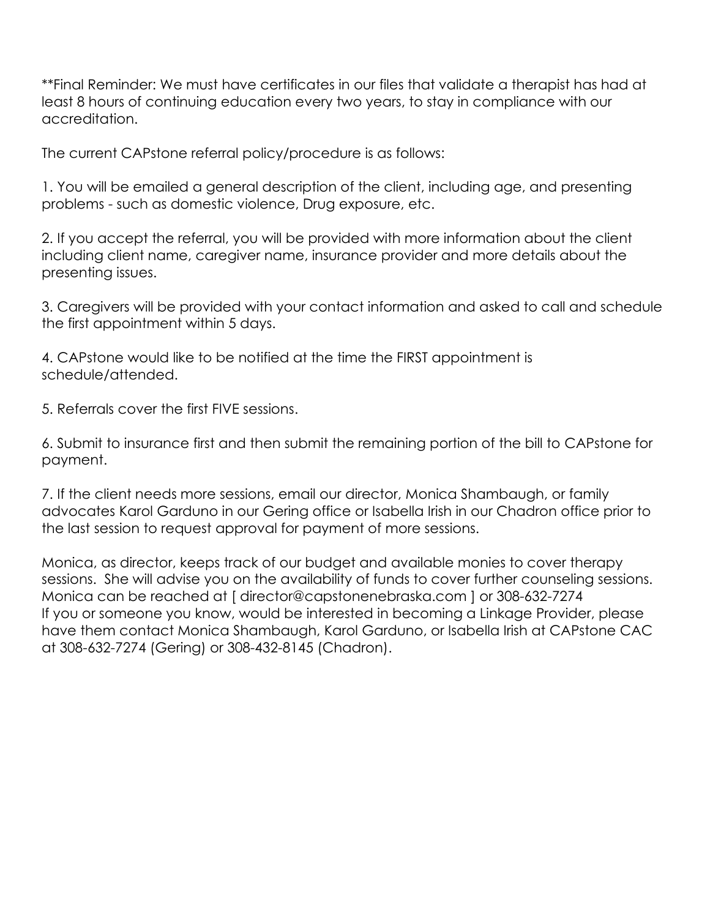**Final Reminder: We must have certificates in our files that validate a therapist has had at least 8 hours of continuing education every two years, to stay in compliance with our accreditation.

The current CAPstone referral policy/procedure is as follows:

1. You will be emailed a general description of the client, including age, and presenting problems - such as domestic violence, Drug exposure, etc.

2. If you accept the referral, you will be provided with more information about the client including client name, caregiver name, insurance provider and more details about the presenting issues.

3. Caregivers will be provided with your contact information and asked to call and schedule the first appointment within 5 days.

4. CAPstone would like to be notified at the time the FIRST appointment is schedule/attended.

5. Referrals cover the first FIVE sessions.

6. Submit to insurance first and then submit the remaining portion of the bill to CAPstone for payment.

7. If the client needs more sessions, email our director, Monica Shambaugh, or family advocates Karol Garduno in our Gering office or Isabella Irish in our Chadron office prior to the last session to request approval for payment of more sessions.

Monica, as director, keeps track of our budget and available monies to cover therapy sessions. She will advise you on the availability of funds to cover further counseling sessions. Monica can be reached at [ director@capstonenebraska.com ] or 308-632-7274
If you or someone you know, would be interested in becoming a Linkage Provider, please have them contact Monica Shambaugh, Karol Garduno, or Isabella Irish at CAPstone CAC at 308-632-7274 (Gering) or 308-432-8145 (Chadron).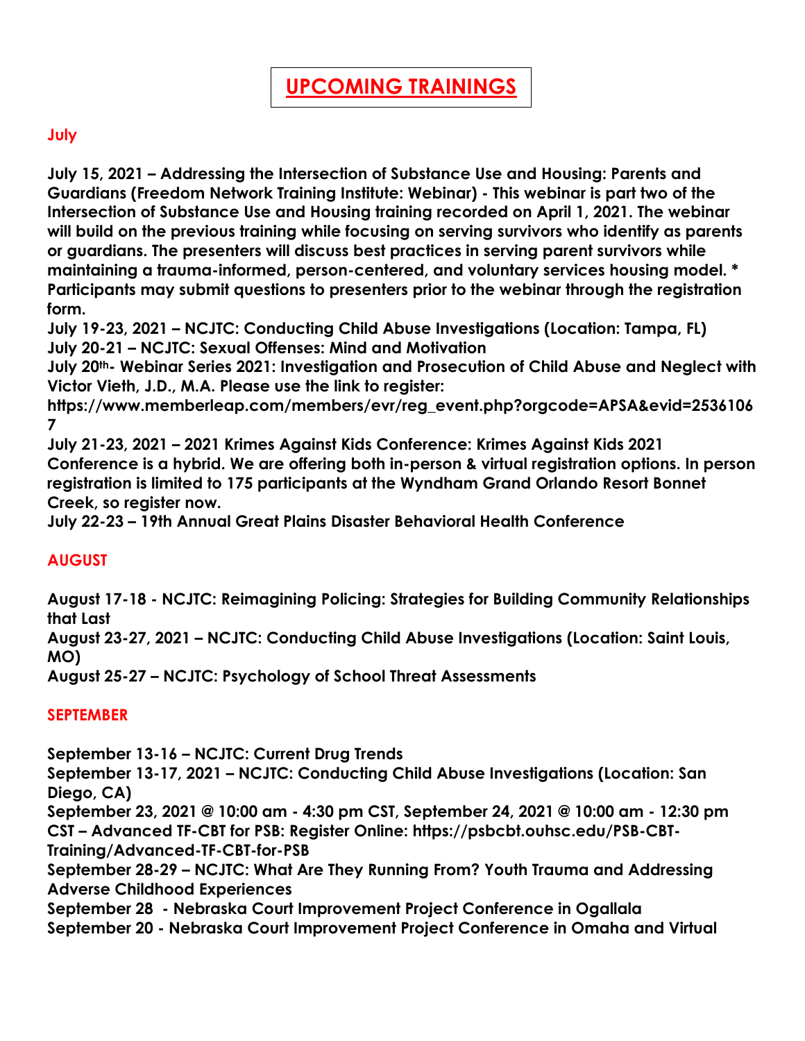# UPCOMING TRAININGS

## July

**July 15, 2021 – Addressing the Intersection of Substance Use and Housing: Parents and Guardians (Freedom Network Training Institute: Webinar) - This webinar is part two of the Intersection of Substance Use and Housing training recorded on April 1, 2021. The webinar will build on the previous training while focusing on serving survivors who identify as parents or guardians. The presenters will discuss best practices in serving parent survivors while maintaining a trauma-informed, person-centered, and voluntary services housing model. * Participants may submit questions to presenters prior to the webinar through the registration form.**

**July 19-23, 2021 – NCJTC: Conducting Child Abuse Investigations (Location: Tampa, FL)**

**July 20-21 – NCJTC: Sexual Offenses: Mind and Motivation**

**July 20th- Webinar Series 2021: Investigation and Prosecution of Child Abuse and Neglect with Victor Vieth, J.D., M.A. Please use the link to register: https://www.memberleap.com/members/evr/reg_event.php?orgcode=APSA&evid=25361067**

**July 21-23, 2021 – 2021 Krimes Against Kids Conference: Krimes Against Kids 2021 Conference is a hybrid. We are offering both in-person & virtual registration options. In person registration is limited to 175 participants at the Wyndham Grand Orlando Resort Bonnet Creek, so register now.**

**July 22-23 – 19th Annual Great Plains Disaster Behavioral Health Conference**

## AUGUST

**August 17-18 - NCJTC: Reimagining Policing: Strategies for Building Community Relationships that Last**

**August 23-27, 2021 – NCJTC: Conducting Child Abuse Investigations (Location: Saint Louis, MO)**

**August 25-27 – NCJTC: Psychology of School Threat Assessments**

## SEPTEMBER

**September 13-16 – NCJTC: Current Drug Trends**

**September 13-17, 2021 – NCJTC: Conducting Child Abuse Investigations (Location: San Diego, CA)**

**September 23, 2021 @ 10:00 am - 4:30 pm CST, September 24, 2021 @ 10:00 am - 12:30 pm CST – Advanced TF-CBT for PSB: Register Online: https://psbcbt.ouhsc.edu/PSB-CBT-Training/Advanced-TF-CBT-for-PSB**

**September 28-29 – NCJTC: What Are They Running From? Youth Trauma and Addressing Adverse Childhood Experiences**

**September 28 - Nebraska Court Improvement Project Conference in Ogallala**

**September 20 - Nebraska Court Improvement Project Conference in Omaha and Virtual**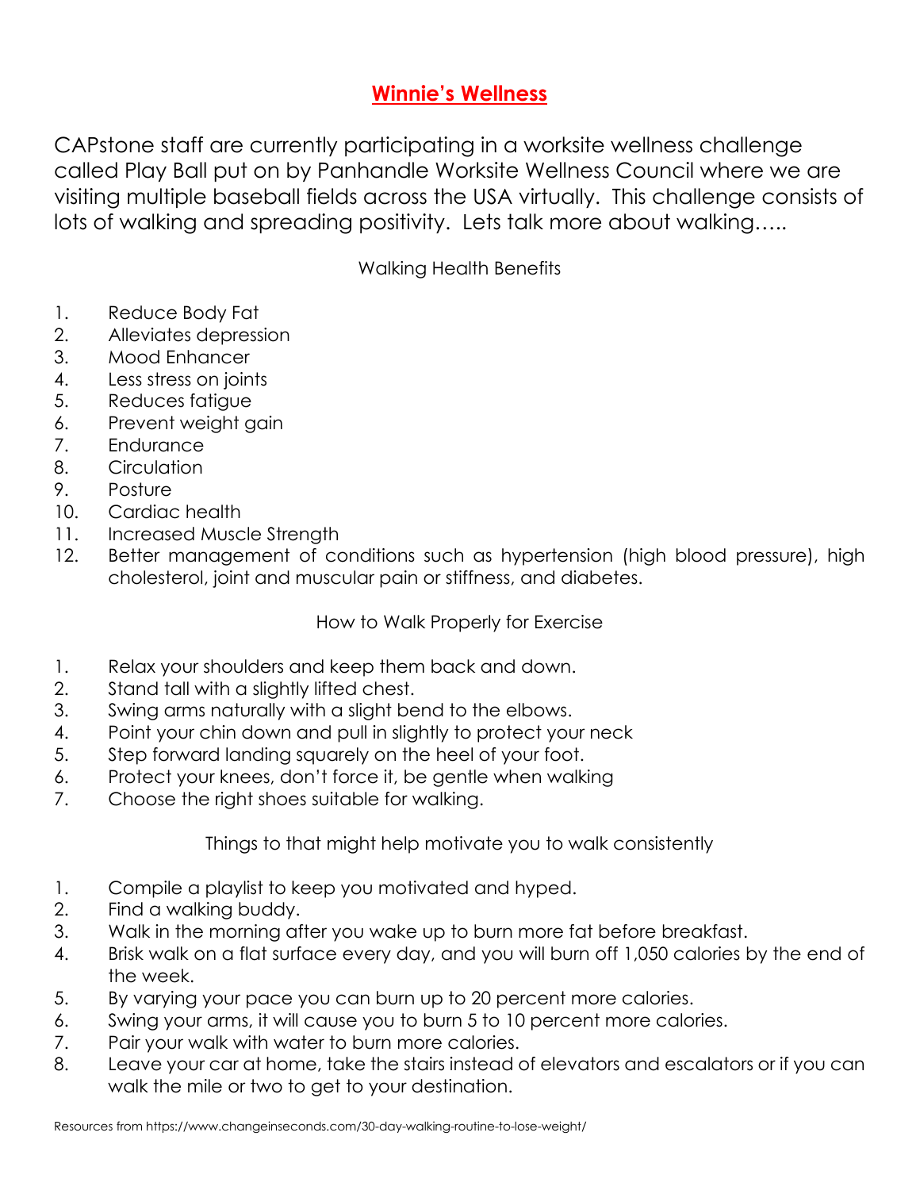# **Winnie's Wellness**

CAPstone staff are currently participating in a worksite wellness challenge called Play Ball put on by Panhandle Worksite Wellness Council where we are visiting multiple baseball fields across the USA virtually. This challenge consists of lots of walking and spreading positivity. Lets talk more about walking…..

## Walking Health Benefits

1. Reduce Body Fat
2. Alleviates depression
3. Mood Enhancer
4. Less stress on joints
5. Reduces fatigue
6. Prevent weight gain
7. Endurance
8. Circulation
9. Posture
10. Cardiac health
11. Increased Muscle Strength
12. Better management of conditions such as hypertension (high blood pressure), high cholesterol, joint and muscular pain or stiffness, and diabetes.

## How to Walk Properly for Exercise

1. Relax your shoulders and keep them back and down.
2. Stand tall with a slightly lifted chest.
3. Swing arms naturally with a slight bend to the elbows.
4. Point your chin down and pull in slightly to protect your neck
5. Step forward landing squarely on the heel of your foot.
6. Protect your knees, don't force it, be gentle when walking
7. Choose the right shoes suitable for walking.

## Things to that might help motivate you to walk consistently

1. Compile a playlist to keep you motivated and hyped.
2. Find a walking buddy.
3. Walk in the morning after you wake up to burn more fat before breakfast.
4. Brisk walk on a flat surface every day, and you will burn off 1,050 calories by the end of the week.
5. By varying your pace you can burn up to 20 percent more calories.
6. Swing your arms, it will cause you to burn 5 to 10 percent more calories.
7. Pair your walk with water to burn more calories.
8. Leave your car at home, take the stairs instead of elevators and escalators or if you can walk the mile or two to get to your destination.

Resources from https://www.changeinseconds.com/30-day-walking-routine-to-lose-weight/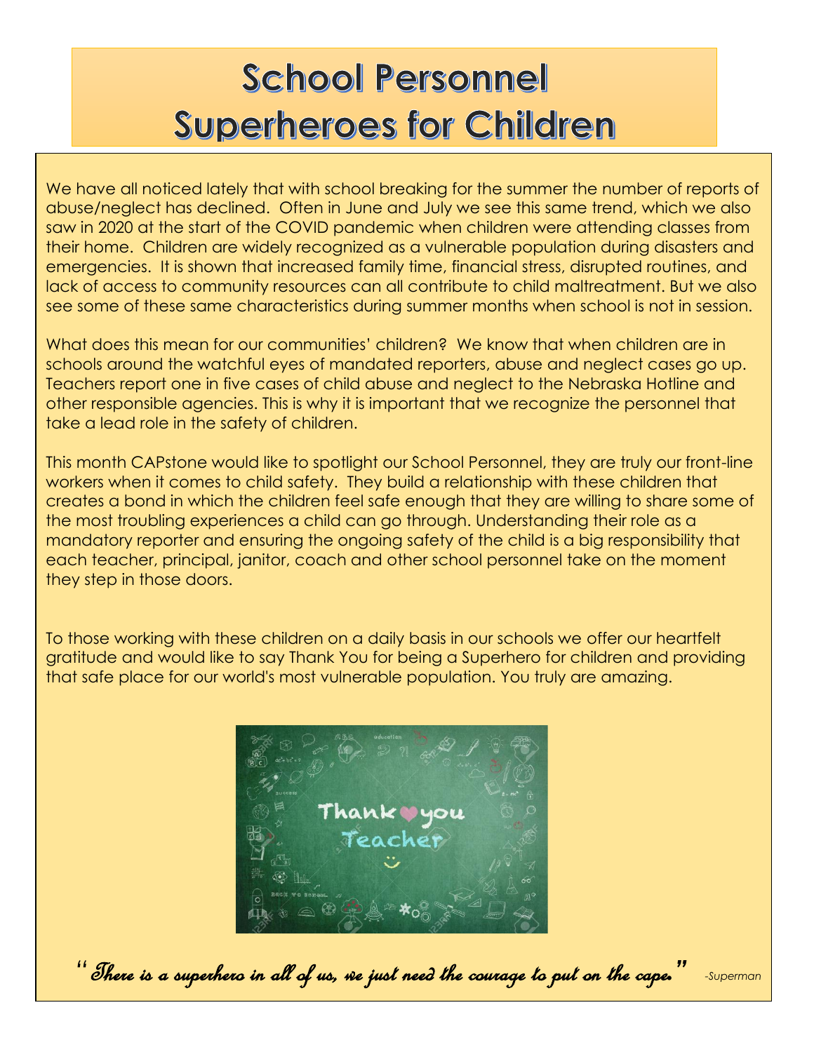# School Personnel Superheroes for Children

We have all noticed lately that with school breaking for the summer the number of reports of abuse/neglect has declined. Often in June and July we see this same trend, which we also saw in 2020 at the start of the COVID pandemic when children were attending classes from their home. Children are widely recognized as a vulnerable population during disasters and emergencies. It is shown that increased family time, financial stress, disrupted routines, and lack of access to community resources can all contribute to child maltreatment. But we also see some of these same characteristics during summer months when school is not in session.

What does this mean for our communities' children? We know that when children are in schools around the watchful eyes of mandated reporters, abuse and neglect cases go up. Teachers report one in five cases of child abuse and neglect to the Nebraska Hotline and other responsible agencies. This is why it is important that we recognize the personnel that take a lead role in the safety of children.

This month CAPstone would like to spotlight our School Personnel, they are truly our front-line workers when it comes to child safety. They build a relationship with these children that creates a bond in which the children feel safe enough that they are willing to share some of the most troubling experiences a child can go through. Understanding their role as a mandatory reporter and ensuring the ongoing safety of the child is a big responsibility that each teacher, principal, janitor, coach and other school personnel take on the moment they step in those doors.

To those working with these children on a daily basis in our schools we offer our heartfelt gratitude and would like to say Thank You for being a Superhero for children and providing that safe place for our world's most vulnerable population. You truly are amazing.

*"There is a superhero in all of us, we just need the courage to put on the cape."* -Superman